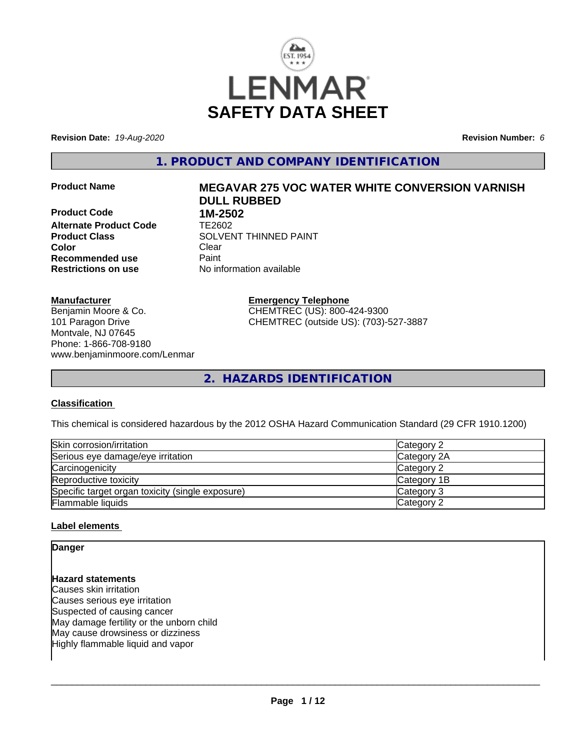LENMAR

# SAFETY DATA SHEET

**Revision Date:** *19-Aug-2020* **Revision Number:** *6*

## 1. PRODUCT AND COMPANY IDENTIFICATION

| | |
|---|---|
| **Product Name** | **MEGAVAR 275 VOC WATER WHITE CONVERSION VARNISH DULL RUBBED** |
| **Product Code** | **1M-2502** |
| **Alternate Product Code** | TE2602 |
| **Product Class** | SOLVENT THINNED PAINT |
| **Color** | Clear |
| **Recommended use** | Paint |
| **Restrictions on use** | No information available |

**Manufacturer**
Benjamin Moore & Co.
101 Paragon Drive
Montvale, NJ 07645
Phone: 1-866-708-9180
www.benjaminmoore.com/Lenmar

**Emergency Telephone**
CHEMTREC (US): 800-424-9300
CHEMTREC (outside US): (703)-527-3887

## 2. HAZARDS IDENTIFICATION

### Classification

This chemical is considered hazardous by the 2012 OSHA Hazard Communication Standard (29 CFR 1910.1200)

| | |
|---|---|
| Skin corrosion/irritation | Category 2 |
| Serious eye damage/eye irritation | Category 2A |
| Carcinogenicity | Category 2 |
| Reproductive toxicity | Category 1B |
| Specific target organ toxicity (single exposure) | Category 3 |
| Flammable liquids | Category 2 |

### Label elements

**Danger**

**Hazard statements**
Causes skin irritation
Causes serious eye irritation
Suspected of causing cancer
May damage fertility or the unborn child
May cause drowsiness or dizziness
Highly flammable liquid and vapor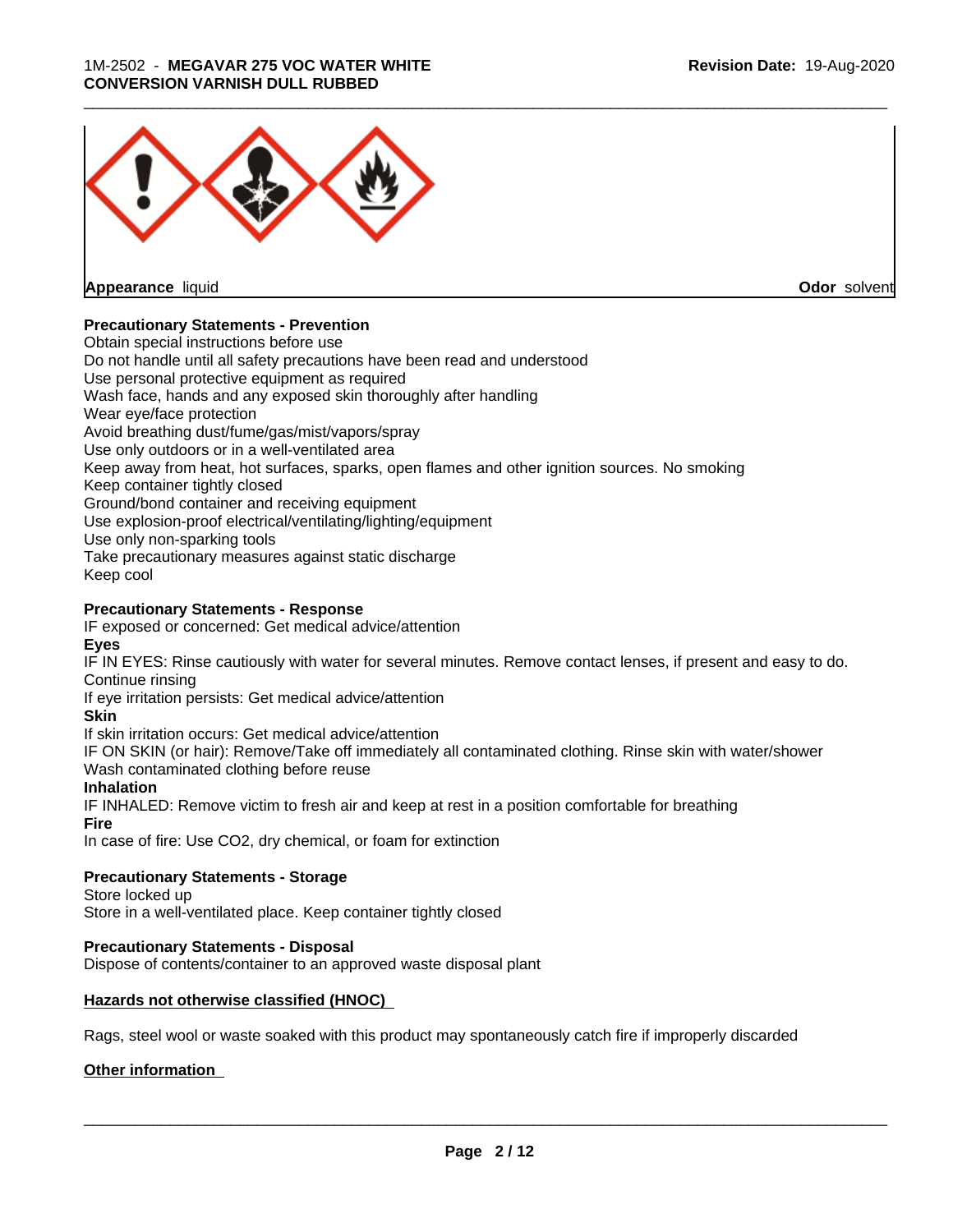**Appearance** liquid **Odor** solvent

**Precautionary Statements - Prevention**

Obtain special instructions before use
Do not handle until all safety precautions have been read and understood
Use personal protective equipment as required
Wash face, hands and any exposed skin thoroughly after handling
Wear eye/face protection
Avoid breathing dust/fume/gas/mist/vapors/spray
Use only outdoors or in a well-ventilated area
Keep away from heat, hot surfaces, sparks, open flames and other ignition sources. No smoking
Keep container tightly closed
Ground/bond container and receiving equipment
Use explosion-proof electrical/ventilating/lighting/equipment
Use only non-sparking tools
Take precautionary measures against static discharge
Keep cool

**Precautionary Statements - Response**

IF exposed or concerned: Get medical advice/attention

**Eyes**

IF IN EYES: Rinse cautiously with water for several minutes. Remove contact lenses, if present and easy to do. Continue rinsing
If eye irritation persists: Get medical advice/attention

**Skin**

If skin irritation occurs: Get medical advice/attention
IF ON SKIN (or hair): Remove/Take off immediately all contaminated clothing. Rinse skin with water/shower
Wash contaminated clothing before reuse

**Inhalation**

IF INHALED: Remove victim to fresh air and keep at rest in a position comfortable for breathing

**Fire**

In case of fire: Use CO2, dry chemical, or foam for extinction

**Precautionary Statements - Storage**

Store locked up
Store in a well-ventilated place. Keep container tightly closed

**Precautionary Statements - Disposal**

Dispose of contents/container to an approved waste disposal plant

**Hazards not otherwise classified (HNOC)**

Rags, steel wool or waste soaked with this product may spontaneously catch fire if improperly discarded

**Other information**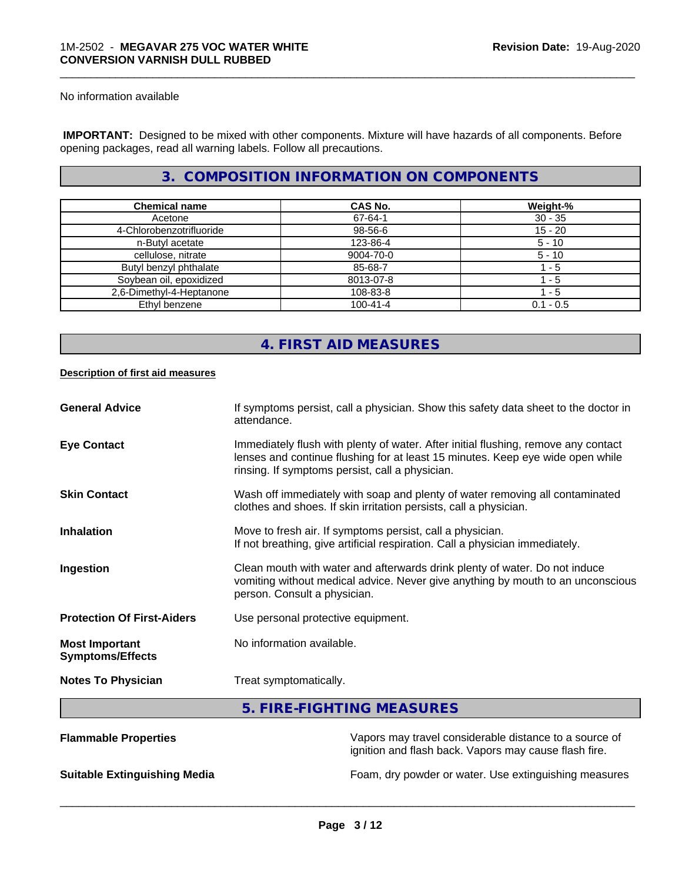No information available

**IMPORTANT:** Designed to be mixed with other components. Mixture will have hazards of all components. Before opening packages, read all warning labels. Follow all precautions.

## 3. COMPOSITION INFORMATION ON COMPONENTS

| Chemical name | CAS No. | Weight-% |
| --- | --- | --- |
| Acetone | 67-64-1 | 30 - 35 |
| 4-Chlorobenzotrifluoride | 98-56-6 | 15 - 20 |
| n-Butyl acetate | 123-86-4 | 5 - 10 |
| cellulose, nitrate | 9004-70-0 | 5 - 10 |
| Butyl benzyl phthalate | 85-68-7 | 1 - 5 |
| Soybean oil, epoxidized | 8013-07-8 | 1 - 5 |
| 2,6-Dimethyl-4-Heptanone | 108-83-8 | 1 - 5 |
| Ethyl benzene | 100-41-4 | 0.1 - 0.5 |

## 4. FIRST AID MEASURES

**Description of first aid measures**

**General Advice** If symptoms persist, call a physician. Show this safety data sheet to the doctor in attendance.

**Eye Contact** Immediately flush with plenty of water. After initial flushing, remove any contact lenses and continue flushing for at least 15 minutes. Keep eye wide open while rinsing. If symptoms persist, call a physician.

**Skin Contact** Wash off immediately with soap and plenty of water removing all contaminated clothes and shoes. If skin irritation persists, call a physician.

**Inhalation** Move to fresh air. If symptoms persist, call a physician.
If not breathing, give artificial respiration. Call a physician immediately.

**Ingestion** Clean mouth with water and afterwards drink plenty of water. Do not induce vomiting without medical advice. Never give anything by mouth to an unconscious person. Consult a physician.

**Protection Of First-Aiders** Use personal protective equipment.

**Most Important Symptoms/Effects** No information available.

**Notes To Physician** Treat symptomatically.

## 5. FIRE-FIGHTING MEASURES

**Flammable Properties** Vapors may travel considerable distance to a source of ignition and flash back. Vapors may cause flash fire.

**Suitable Extinguishing Media** Foam, dry powder or water. Use extinguishing measures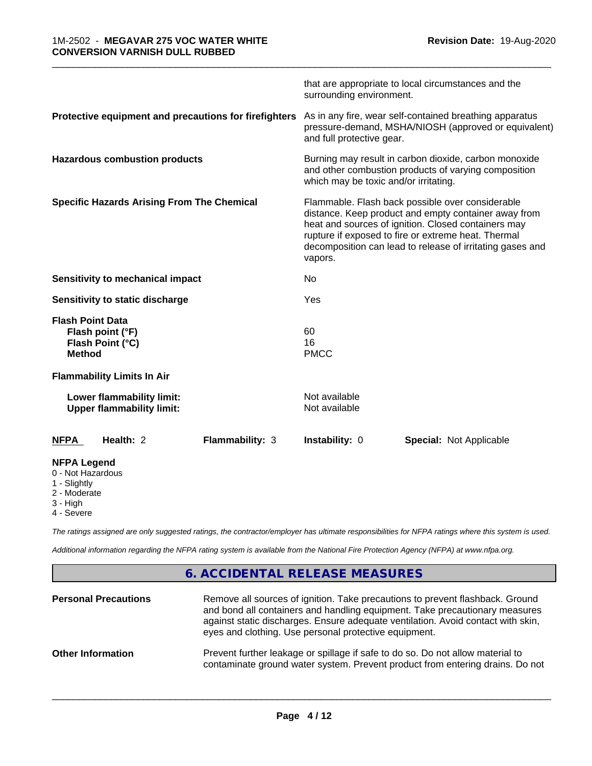| | |
|---|---|
| | that are appropriate to local circumstances and the surrounding environment. |
| **Protective equipment and precautions for firefighters** | As in any fire, wear self-contained breathing apparatus pressure-demand, MSHA/NIOSH (approved or equivalent) and full protective gear. |
| **Hazardous combustion products** | Burning may result in carbon dioxide, carbon monoxide and other combustion products of varying composition which may be toxic and/or irritating. |
| **Specific Hazards Arising From The Chemical** | Flammable. Flash back possible over considerable distance. Keep product and empty container away from heat and sources of ignition. Closed containers may rupture if exposed to fire or extreme heat. Thermal decomposition can lead to release of irritating gases and vapors. |
| **Sensitivity to mechanical impact** | No |
| **Sensitivity to static discharge** | Yes |

**Flash Point Data**

| | |
|---|---|
| **Flash point (°F)** | 60 |
| **Flash Point (°C)** | 16 |
| **Method** | PMCC |

**Flammability Limits In Air**

| | |
|---|---|
| **Lower flammability limit:** | Not available |
| **Upper flammability limit:** | Not available |

| **NFPA** | **Health:** 2 | **Flammability:** 3 | **Instability:** 0 | **Special:** Not Applicable |
|---|---|---|---|---|

**NFPA Legend**
- 0 - Not Hazardous
- 1 - Slightly
- 2 - Moderate
- 3 - High
- 4 - Severe

*The ratings assigned are only suggested ratings, the contractor/employer has ultimate responsibilities for NFPA ratings where this system is used.*

*Additional information regarding the NFPA rating system is available from the National Fire Protection Agency (NFPA) at www.nfpa.org.*

## 6. ACCIDENTAL RELEASE MEASURES

| | |
|---|---|
| **Personal Precautions** | Remove all sources of ignition. Take precautions to prevent flashback. Ground and bond all containers and handling equipment. Take precautionary measures against static discharges. Ensure adequate ventilation. Avoid contact with skin, eyes and clothing. Use personal protective equipment. |
| **Other Information** | Prevent further leakage or spillage if safe to do so. Do not allow material to contaminate ground water system. Prevent product from entering drains. Do not |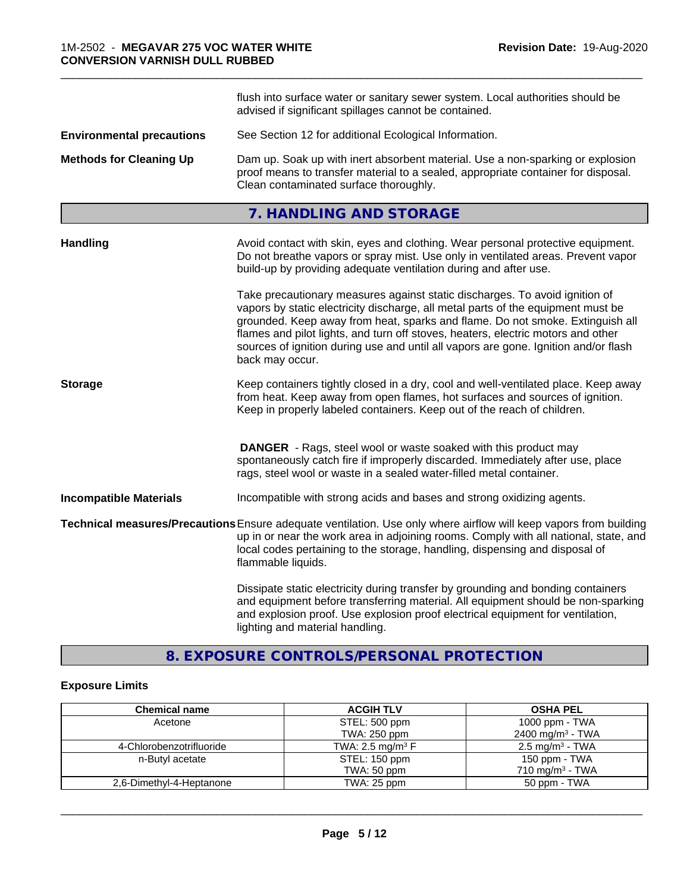flush into surface water or sanitary sewer system. Local authorities should be advised if significant spillages cannot be contained.

**Environmental precautions** See Section 12 for additional Ecological Information.

**Methods for Cleaning Up** Dam up. Soak up with inert absorbent material. Use a non-sparking or explosion proof means to transfer material to a sealed, appropriate container for disposal. Clean contaminated surface thoroughly.

## 7. HANDLING AND STORAGE

**Handling** Avoid contact with skin, eyes and clothing. Wear personal protective equipment. Do not breathe vapors or spray mist. Use only in ventilated areas. Prevent vapor build-up by providing adequate ventilation during and after use.

Take precautionary measures against static discharges. To avoid ignition of vapors by static electricity discharge, all metal parts of the equipment must be grounded. Keep away from heat, sparks and flame. Do not smoke. Extinguish all flames and pilot lights, and turn off stoves, heaters, electric motors and other sources of ignition during use and until all vapors are gone. Ignition and/or flash back may occur.

**Storage** Keep containers tightly closed in a dry, cool and well-ventilated place. Keep away from heat. Keep away from open flames, hot surfaces and sources of ignition. Keep in properly labeled containers. Keep out of the reach of children.

**DANGER** - Rags, steel wool or waste soaked with this product may spontaneously catch fire if improperly discarded. Immediately after use, place rags, steel wool or waste in a sealed water-filled metal container.

**Incompatible Materials** Incompatible with strong acids and bases and strong oxidizing agents.

**Technical measures/Precautions** Ensure adequate ventilation. Use only where airflow will keep vapors from building up in or near the work area in adjoining rooms. Comply with all national, state, and local codes pertaining to the storage, handling, dispensing and disposal of flammable liquids.

Dissipate static electricity during transfer by grounding and bonding containers and equipment before transferring material. All equipment should be non-sparking and explosion proof. Use explosion proof electrical equipment for ventilation, lighting and material handling.

## 8. EXPOSURE CONTROLS/PERSONAL PROTECTION

### Exposure Limits

| Chemical name | ACGIH TLV | OSHA PEL |
|---|---|---|
| Acetone | STEL: 500 ppm<br>TWA: 250 ppm | 1000 ppm - TWA<br>2400 mg/m³ - TWA |
| 4-Chlorobenzotrifluoride | TWA: 2.5 mg/m³ F | 2.5 mg/m³ - TWA |
| n-Butyl acetate | STEL: 150 ppm<br>TWA: 50 ppm | 150 ppm - TWA<br>710 mg/m³ - TWA |
| 2,6-Dimethyl-4-Heptanone | TWA: 25 ppm | 50 ppm - TWA |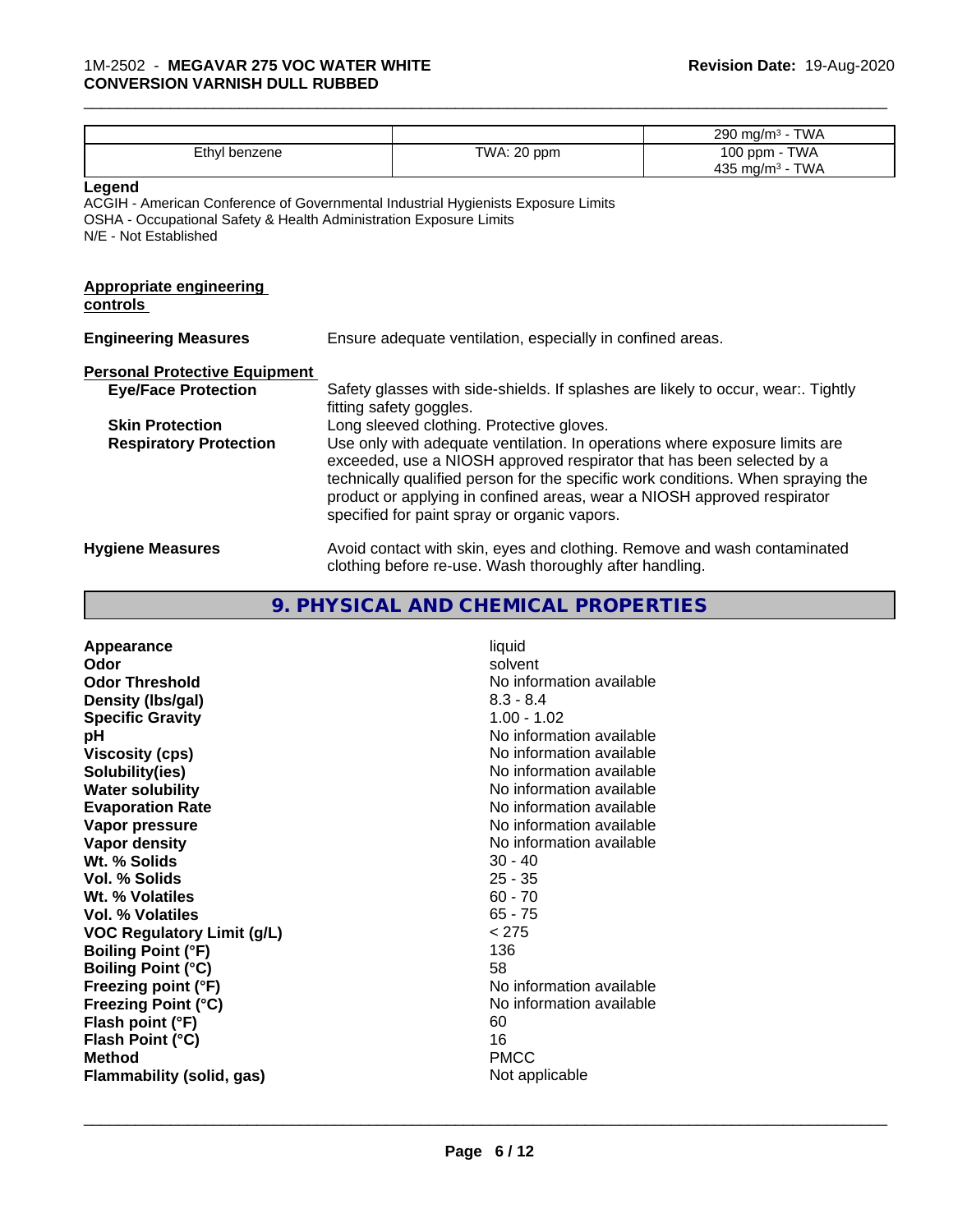| | | |
|---|---|---|
| | | 290 mg/m³ - TWA |
| Ethyl benzene | TWA: 20 ppm | 100 ppm - TWA<br>435 mg/m³ - TWA |

**Legend**

ACGIH - American Conference of Governmental Industrial Hygienists Exposure Limits
OSHA - Occupational Safety & Health Administration Exposure Limits
N/E - Not Established

**Appropriate engineering controls**

**Engineering Measures** Ensure adequate ventilation, especially in confined areas.

**Personal Protective Equipment**

**Eye/Face Protection** Safety glasses with side-shields. If splashes are likely to occur, wear:. Tightly fitting safety goggles.

**Skin Protection** Long sleeved clothing. Protective gloves.

**Respiratory Protection** Use only with adequate ventilation. In operations where exposure limits are exceeded, use a NIOSH approved respirator that has been selected by a technically qualified person for the specific work conditions. When spraying the product or applying in confined areas, wear a NIOSH approved respirator specified for paint spray or organic vapors.

**Hygiene Measures** Avoid contact with skin, eyes and clothing. Remove and wash contaminated clothing before re-use. Wash thoroughly after handling.

## 9. PHYSICAL AND CHEMICAL PROPERTIES

| | |
|---|---|
| **Appearance** | liquid |
| **Odor** | solvent |
| **Odor Threshold** | No information available |
| **Density (lbs/gal)** | 8.3 - 8.4 |
| **Specific Gravity** | 1.00 - 1.02 |
| **pH** | No information available |
| **Viscosity (cps)** | No information available |
| **Solubility(ies)** | No information available |
| **Water solubility** | No information available |
| **Evaporation Rate** | No information available |
| **Vapor pressure** | No information available |
| **Vapor density** | No information available |
| **Wt. % Solids** | 30 - 40 |
| **Vol. % Solids** | 25 - 35 |
| **Wt. % Volatiles** | 60 - 70 |
| **Vol. % Volatiles** | 65 - 75 |
| **VOC Regulatory Limit (g/L)** | < 275 |
| **Boiling Point (°F)** | 136 |
| **Boiling Point (°C)** | 58 |
| **Freezing point (°F)** | No information available |
| **Freezing Point (°C)** | No information available |
| **Flash point (°F)** | 60 |
| **Flash Point (°C)** | 16 |
| **Method** | PMCC |
| **Flammability (solid, gas)** | Not applicable |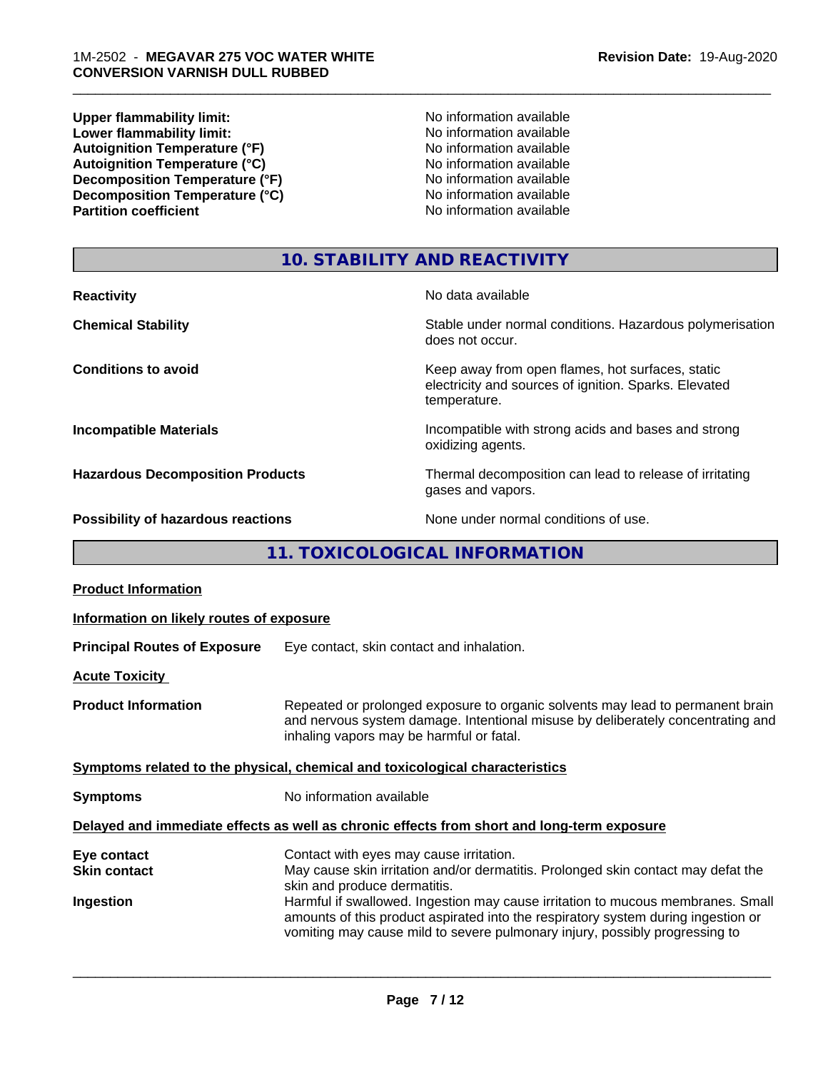| | |
|---|---|
| **Upper flammability limit:** | No information available |
| **Lower flammability limit:** | No information available |
| **Autoignition Temperature (°F)** | No information available |
| **Autoignition Temperature (°C)** | No information available |
| **Decomposition Temperature (°F)** | No information available |
| **Decomposition Temperature (°C)** | No information available |
| **Partition coefficient** | No information available |

## 10. STABILITY AND REACTIVITY

| | |
|---|---|
| **Reactivity** | No data available |
| **Chemical Stability** | Stable under normal conditions. Hazardous polymerisation does not occur. |
| **Conditions to avoid** | Keep away from open flames, hot surfaces, static electricity and sources of ignition. Sparks. Elevated temperature. |
| **Incompatible Materials** | Incompatible with strong acids and bases and strong oxidizing agents. |
| **Hazardous Decomposition Products** | Thermal decomposition can lead to release of irritating gases and vapors. |
| **Possibility of hazardous reactions** | None under normal conditions of use. |

## 11. TOXICOLOGICAL INFORMATION

**Product Information**

**Information on likely routes of exposure**

**Principal Routes of Exposure** Eye contact, skin contact and inhalation.

**Acute Toxicity**

**Product Information** Repeated or prolonged exposure to organic solvents may lead to permanent brain and nervous system damage. Intentional misuse by deliberately concentrating and inhaling vapors may be harmful or fatal.

**Symptoms related to the physical, chemical and toxicological characteristics**

**Symptoms** No information available

**Delayed and immediate effects as well as chronic effects from short and long-term exposure**

| | |
|---|---|
| **Eye contact** | Contact with eyes may cause irritation. |
| **Skin contact** | May cause skin irritation and/or dermatitis. Prolonged skin contact may defat the skin and produce dermatitis. |
| **Ingestion** | Harmful if swallowed. Ingestion may cause irritation to mucous membranes. Small amounts of this product aspirated into the respiratory system during ingestion or vomiting may cause mild to severe pulmonary injury, possibly progressing to |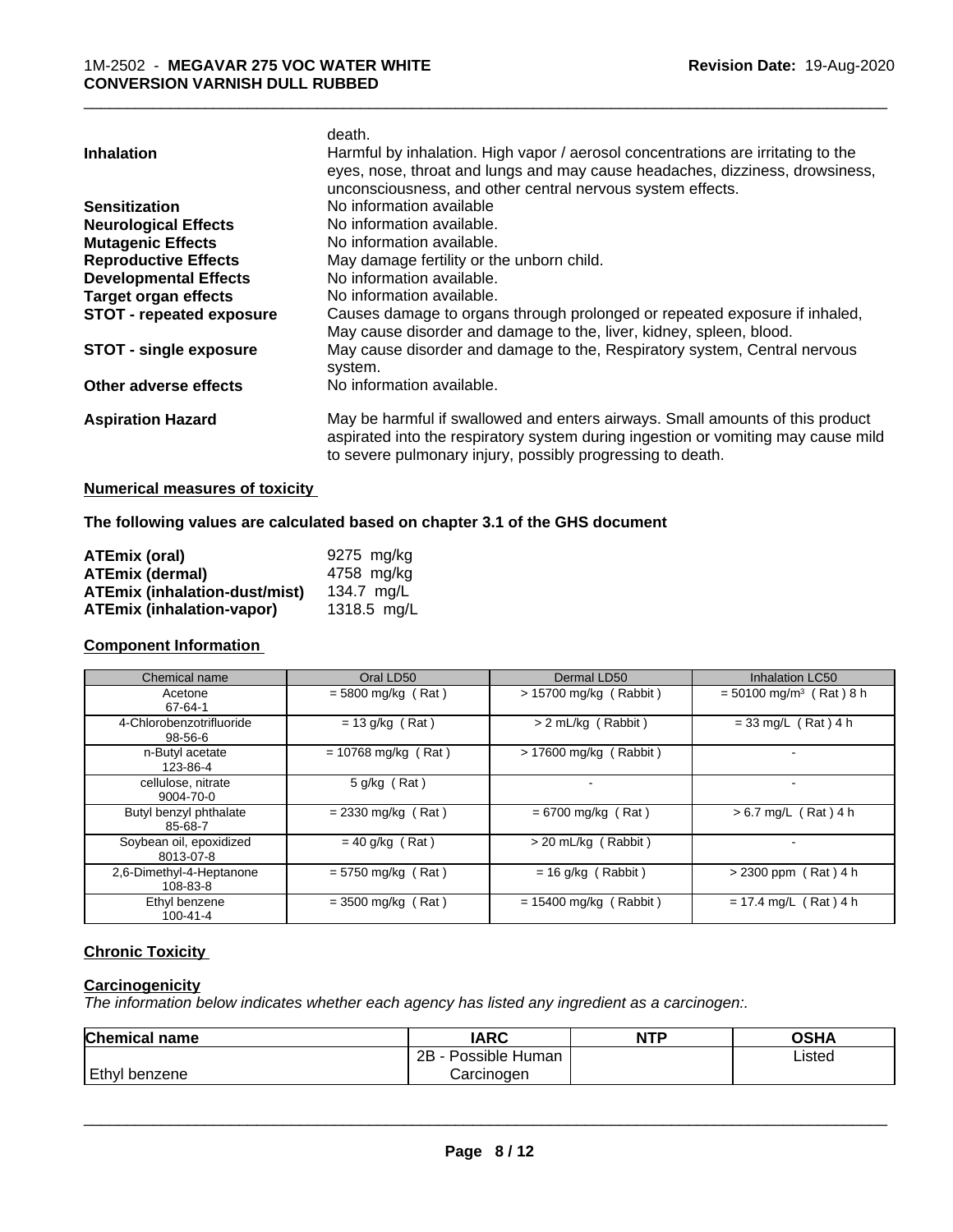| | |
|---|---|
| | death. |
| **Inhalation** | Harmful by inhalation. High vapor / aerosol concentrations are irritating to the eyes, nose, throat and lungs and may cause headaches, dizziness, drowsiness, unconsciousness, and other central nervous system effects. |
| **Sensitization** | No information available |
| **Neurological Effects** | No information available. |
| **Mutagenic Effects** | No information available. |
| **Reproductive Effects** | May damage fertility or the unborn child. |
| **Developmental Effects** | No information available. |
| **Target organ effects** | No information available. |
| **STOT - repeated exposure** | Causes damage to organs through prolonged or repeated exposure if inhaled, May cause disorder and damage to the, liver, kidney, spleen, blood. |
| **STOT - single exposure** | May cause disorder and damage to the, Respiratory system, Central nervous system. |
| **Other adverse effects** | No information available. |
| **Aspiration Hazard** | May be harmful if swallowed and enters airways. Small amounts of this product aspirated into the respiratory system during ingestion or vomiting may cause mild to severe pulmonary injury, possibly progressing to death. |

**Numerical measures of toxicity**

**The following values are calculated based on chapter 3.1 of the GHS document**

| | |
|---|---|
| **ATEmix (oral)** | 9275 mg/kg |
| **ATEmix (dermal)** | 4758 mg/kg |
| **ATEmix (inhalation-dust/mist)** | 134.7 mg/L |
| **ATEmix (inhalation-vapor)** | 1318.5 mg/L |

**Component Information**

| Chemical name | Oral LD50 | Dermal LD50 | Inhalation LC50 |
|---|---|---|---|
| Acetone 67-64-1 | = 5800 mg/kg ( Rat ) | > 15700 mg/kg ( Rabbit ) | = 50100 mg/m³ ( Rat ) 8 h |
| 4-Chlorobenzotrifluoride 98-56-6 | = 13 g/kg ( Rat ) | > 2 mL/kg ( Rabbit ) | = 33 mg/L ( Rat ) 4 h |
| n-Butyl acetate 123-86-4 | = 10768 mg/kg ( Rat ) | > 17600 mg/kg ( Rabbit ) | - |
| cellulose, nitrate 9004-70-0 | 5 g/kg ( Rat ) | - | - |
| Butyl benzyl phthalate 85-68-7 | = 2330 mg/kg ( Rat ) | = 6700 mg/kg ( Rat ) | > 6.7 mg/L ( Rat ) 4 h |
| Soybean oil, epoxidized 8013-07-8 | = 40 g/kg ( Rat ) | > 20 mL/kg ( Rabbit ) | - |
| 2,6-Dimethyl-4-Heptanone 108-83-8 | = 5750 mg/kg ( Rat ) | = 16 g/kg ( Rabbit ) | > 2300 ppm ( Rat ) 4 h |
| Ethyl benzene 100-41-4 | = 3500 mg/kg ( Rat ) | = 15400 mg/kg ( Rabbit ) | = 17.4 mg/L ( Rat ) 4 h |

**Chronic Toxicity**

**Carcinogenicity**

*The information below indicates whether each agency has listed any ingredient as a carcinogen:.*

| Chemical name | IARC | NTP | OSHA |
|---|---|---|---|
| Ethyl benzene | 2B - Possible Human Carcinogen | | Listed |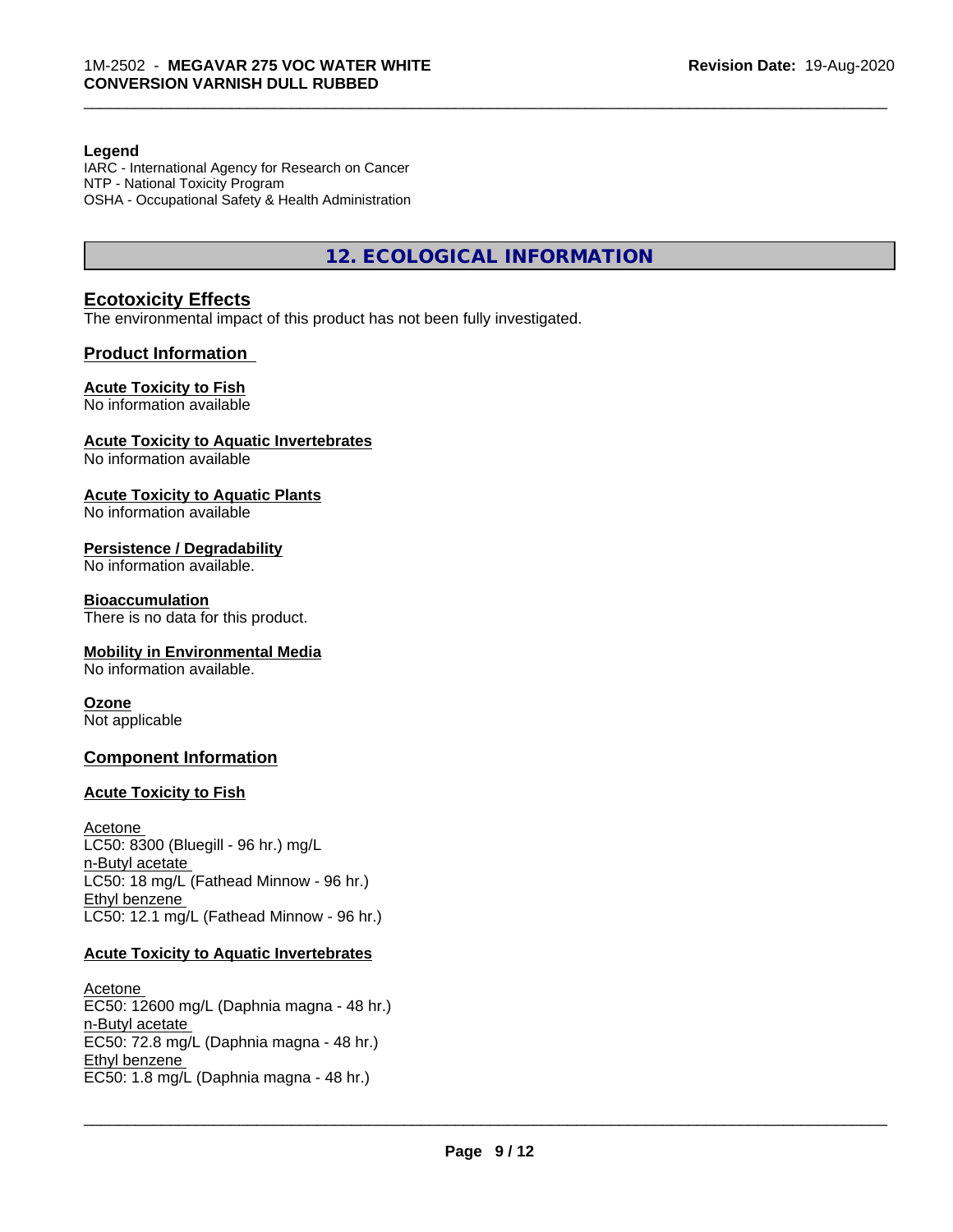**Legend**
IARC - International Agency for Research on Cancer
NTP - National Toxicity Program
OSHA - Occupational Safety & Health Administration

# 12. ECOLOGICAL INFORMATION

## Ecotoxicity Effects

The environmental impact of this product has not been fully investigated.

### Product Information

**Acute Toxicity to Fish**
No information available

**Acute Toxicity to Aquatic Invertebrates**
No information available

**Acute Toxicity to Aquatic Plants**
No information available

**Persistence / Degradability**
No information available.

**Bioaccumulation**
There is no data for this product.

**Mobility in Environmental Media**
No information available.

**Ozone**
Not applicable

### Component Information

**Acute Toxicity to Fish**

Acetone
LC50: 8300 (Bluegill - 96 hr.) mg/L
n-Butyl acetate
LC50: 18 mg/L (Fathead Minnow - 96 hr.)
Ethyl benzene
LC50: 12.1 mg/L (Fathead Minnow - 96 hr.)

**Acute Toxicity to Aquatic Invertebrates**

Acetone
EC50: 12600 mg/L (Daphnia magna - 48 hr.)
n-Butyl acetate
EC50: 72.8 mg/L (Daphnia magna - 48 hr.)
Ethyl benzene
EC50: 1.8 mg/L (Daphnia magna - 48 hr.)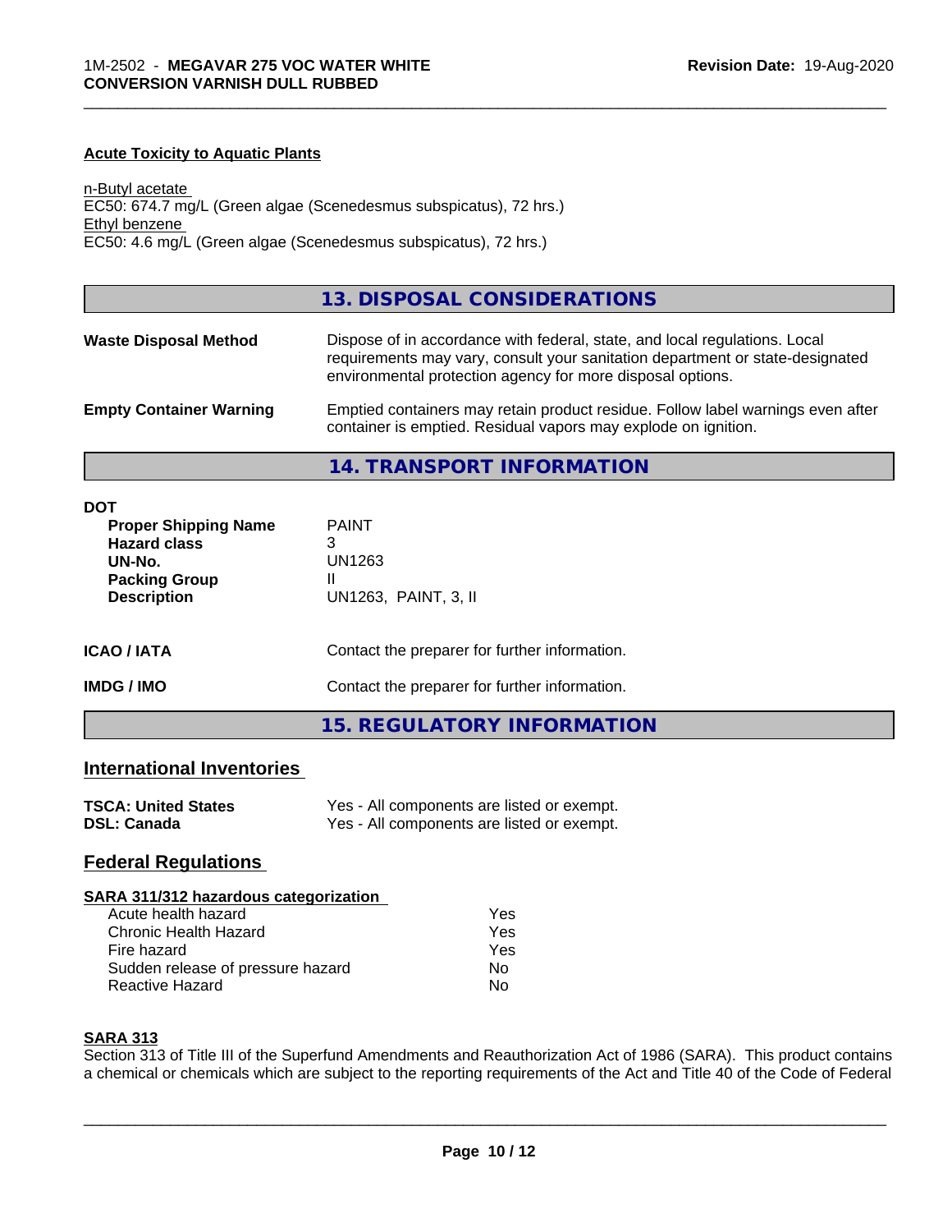### Acute Toxicity to Aquatic Plants

n-Butyl acetate
EC50: 674.7 mg/L (Green algae (Scenedesmus subspicatus), 72 hrs.)
Ethyl benzene
EC50: 4.6 mg/L (Green algae (Scenedesmus subspicatus), 72 hrs.)

## 13. DISPOSAL CONSIDERATIONS

| | |
|---|---|
| **Waste Disposal Method** | Dispose of in accordance with federal, state, and local regulations. Local requirements may vary, consult your sanitation department or state-designated environmental protection agency for more disposal options. |
| **Empty Container Warning** | Emptied containers may retain product residue. Follow label warnings even after container is emptied. Residual vapors may explode on ignition. |

## 14. TRANSPORT INFORMATION

**DOT**

| | |
|---|---|
| **Proper Shipping Name** | PAINT |
| **Hazard class** | 3 |
| **UN-No.** | UN1263 |
| **Packing Group** | II |
| **Description** | UN1263, PAINT, 3, II |

| | |
|---|---|
| **ICAO / IATA** | Contact the preparer for further information. |
| **IMDG / IMO** | Contact the preparer for further information. |

## 15. REGULATORY INFORMATION

### International Inventories

| | |
|---|---|
| **TSCA: United States** | Yes - All components are listed or exempt. |
| **DSL: Canada** | Yes - All components are listed or exempt. |

### Federal Regulations

**SARA 311/312 hazardous categorization**

| | |
|---|---|
| Acute health hazard | Yes |
| Chronic Health Hazard | Yes |
| Fire hazard | Yes |
| Sudden release of pressure hazard | No |
| Reactive Hazard | No |

**SARA 313**

Section 313 of Title III of the Superfund Amendments and Reauthorization Act of 1986 (SARA). This product contains a chemical or chemicals which are subject to the reporting requirements of the Act and Title 40 of the Code of Federal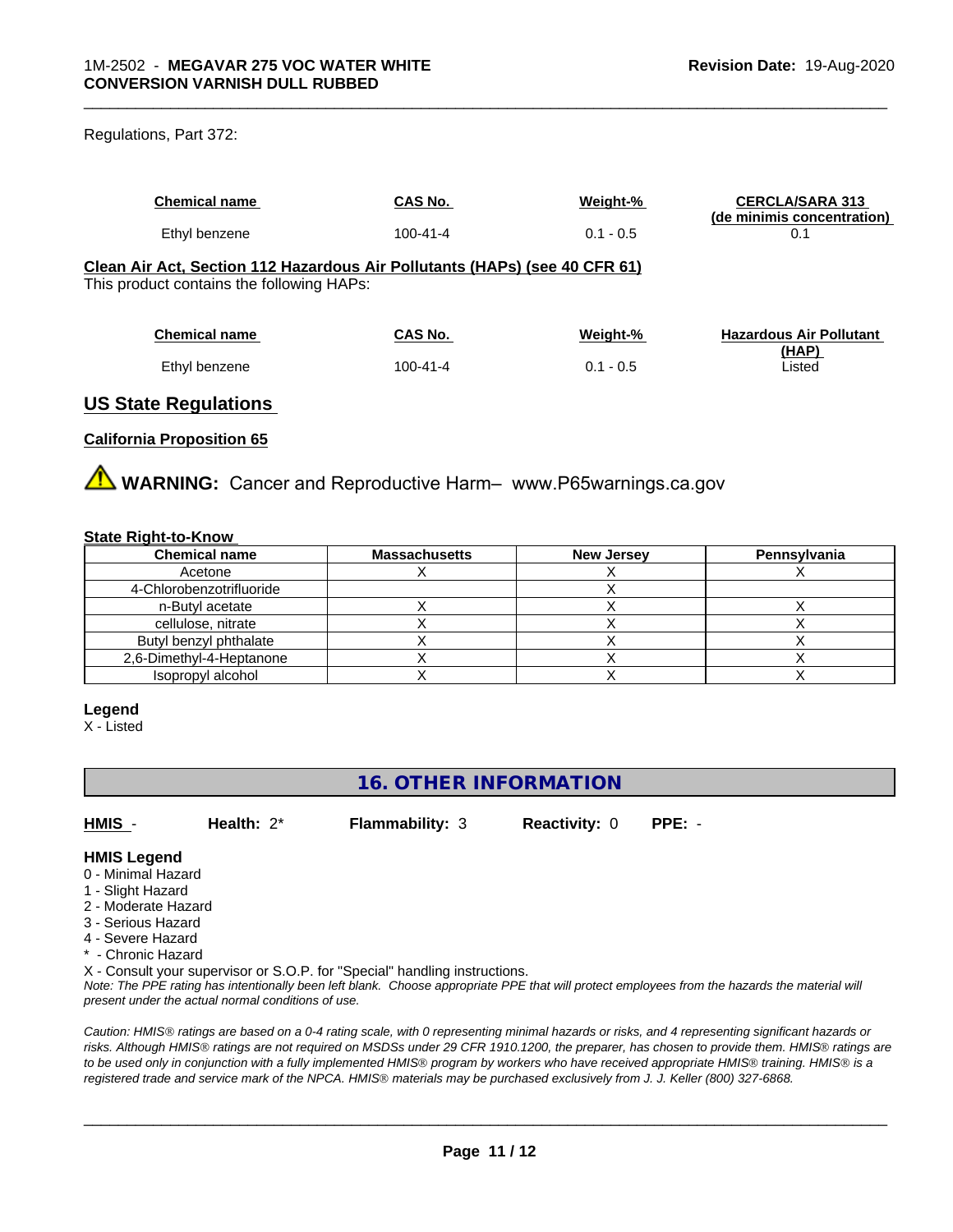Regulations, Part 372:

| Chemical name | CAS No. | Weight-% | CERCLA/SARA 313 (de minimis concentration) |
|---|---|---|---|
| Ethyl benzene | 100-41-4 | 0.1 - 0.5 | 0.1 |

**Clean Air Act, Section 112 Hazardous Air Pollutants (HAPs) (see 40 CFR 61)**
This product contains the following HAPs:

| Chemical name | CAS No. | Weight-% | Hazardous Air Pollutant (HAP) |
|---|---|---|---|
| Ethyl benzene | 100-41-4 | 0.1 - 0.5 | Listed |

## US State Regulations

**California Proposition 65**

⚠ **WARNING:** Cancer and Reproductive Harm– www.P65warnings.ca.gov

**State Right-to-Know**

| Chemical name | Massachusetts | New Jersey | Pennsylvania |
|---|---|---|---|
| Acetone | X | X | X |
| 4-Chlorobenzotrifluoride | | X | |
| n-Butyl acetate | X | X | X |
| cellulose, nitrate | X | X | X |
| Butyl benzyl phthalate | X | X | X |
| 2,6-Dimethyl-4-Heptanone | X | X | X |
| Isopropyl alcohol | X | X | X |

**Legend**
X - Listed

## 16. OTHER INFORMATION

**HMIS** - **Health:** 2* **Flammability:** 3 **Reactivity:** 0 **PPE:** -

**HMIS Legend**
0 - Minimal Hazard
1 - Slight Hazard
2 - Moderate Hazard
3 - Serious Hazard
4 - Severe Hazard
* - Chronic Hazard
X - Consult your supervisor or S.O.P. for "Special" handling instructions.
*Note: The PPE rating has intentionally been left blank. Choose appropriate PPE that will protect employees from the hazards the material will present under the actual normal conditions of use.*

*Caution: HMIS® ratings are based on a 0-4 rating scale, with 0 representing minimal hazards or risks, and 4 representing significant hazards or risks. Although HMIS® ratings are not required on MSDSs under 29 CFR 1910.1200, the preparer, has chosen to provide them. HMIS® ratings are to be used only in conjunction with a fully implemented HMIS® program by workers who have received appropriate HMIS® training. HMIS® is a registered trade and service mark of the NPCA. HMIS® materials may be purchased exclusively from J. J. Keller (800) 327-6868.*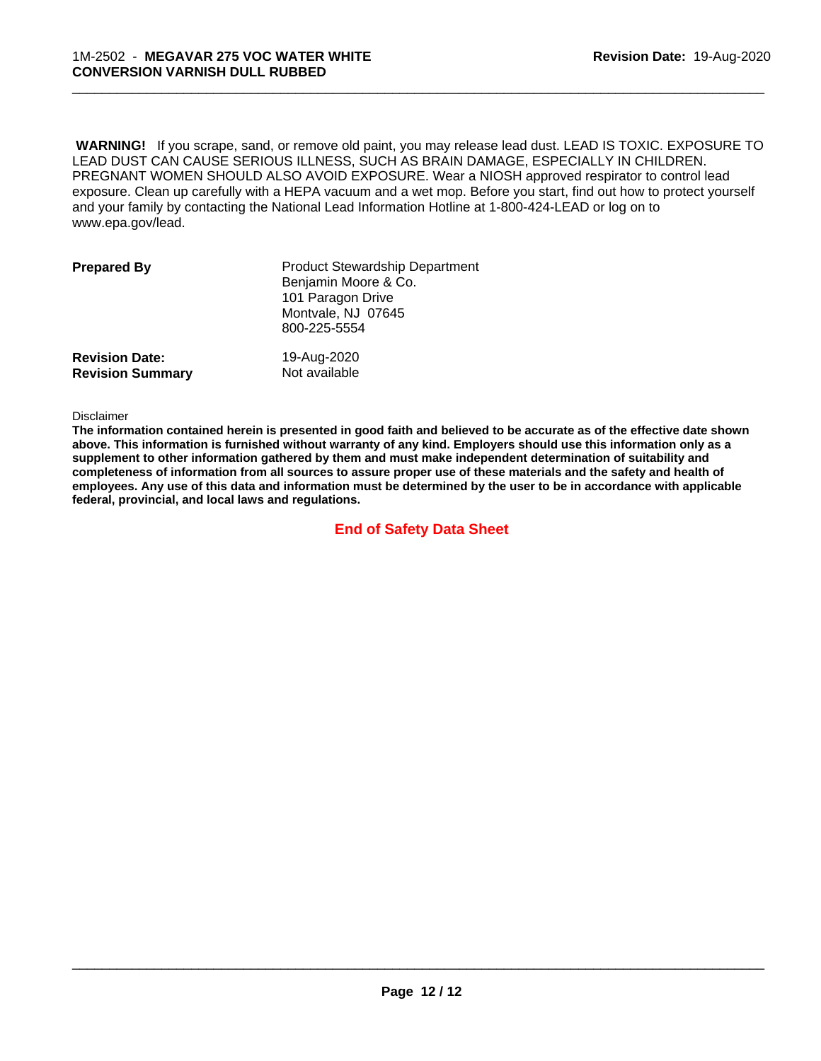**WARNING!** If you scrape, sand, or remove old paint, you may release lead dust. LEAD IS TOXIC. EXPOSURE TO LEAD DUST CAN CAUSE SERIOUS ILLNESS, SUCH AS BRAIN DAMAGE, ESPECIALLY IN CHILDREN. PREGNANT WOMEN SHOULD ALSO AVOID EXPOSURE. Wear a NIOSH approved respirator to control lead exposure. Clean up carefully with a HEPA vacuum and a wet mop. Before you start, find out how to protect yourself and your family by contacting the National Lead Information Hotline at 1-800-424-LEAD or log on to www.epa.gov/lead.

| | |
|---|---|
| **Prepared By** | Product Stewardship Department<br>Benjamin Moore & Co.<br>101 Paragon Drive<br>Montvale, NJ 07645<br>800-225-5554 |
| **Revision Date:** | 19-Aug-2020 |
| **Revision Summary** | Not available |

Disclaimer

**The information contained herein is presented in good faith and believed to be accurate as of the effective date shown above. This information is furnished without warranty of any kind. Employers should use this information only as a supplement to other information gathered by them and must make independent determination of suitability and completeness of information from all sources to assure proper use of these materials and the safety and health of employees. Any use of this data and information must be determined by the user to be in accordance with applicable federal, provincial, and local laws and regulations.**

**End of Safety Data Sheet**